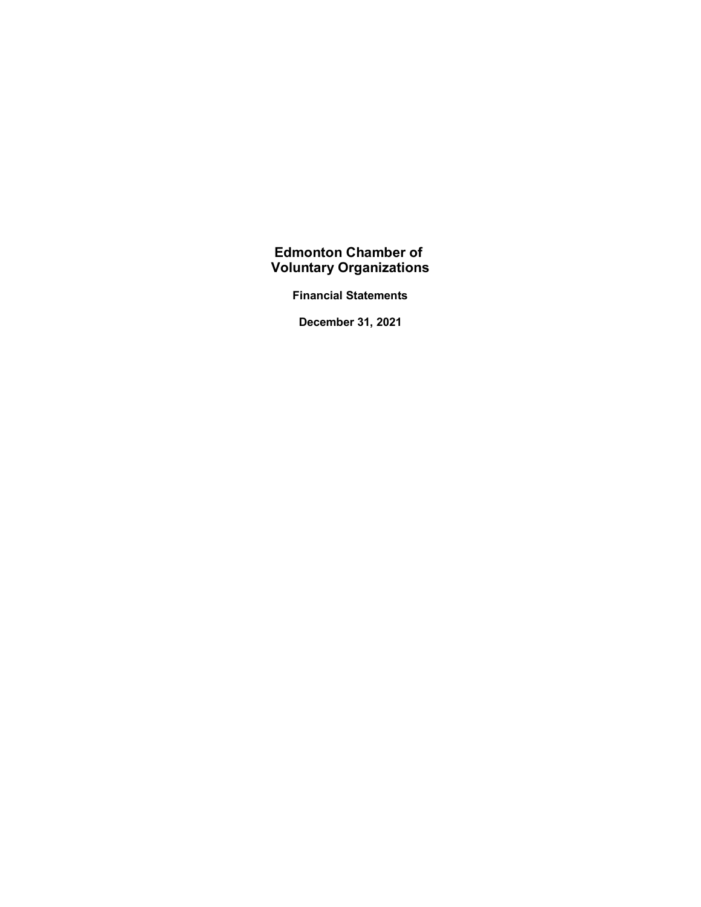# Edmonton Chamber of Voluntary Organizations

## Financial Statements

## December 31, 2021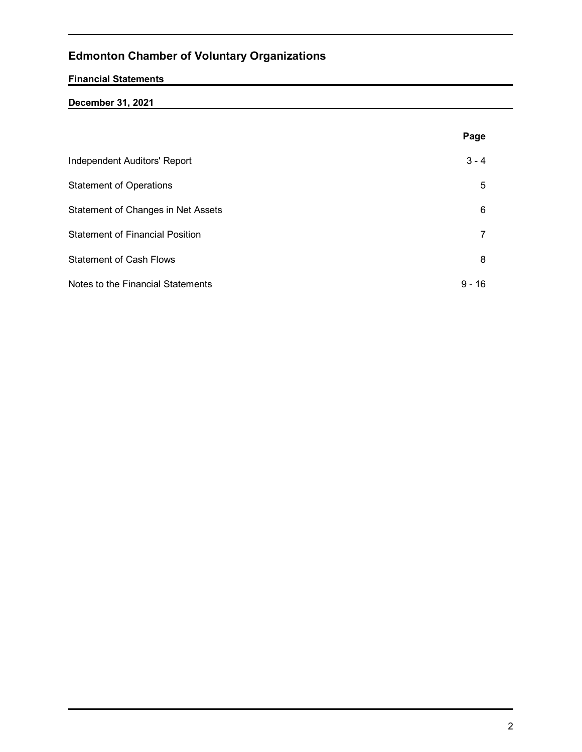# Edmonton Chamber of Voluntary Organizations

**Financial Statements**

**December 31, 2021**

| | Page |
|---|---|
| Independent Auditors' Report | 3 - 4 |
| Statement of Operations | 5 |
| Statement of Changes in Net Assets | 6 |
| Statement of Financial Position | 7 |
| Statement of Cash Flows | 8 |
| Notes to the Financial Statements | 9 - 16 |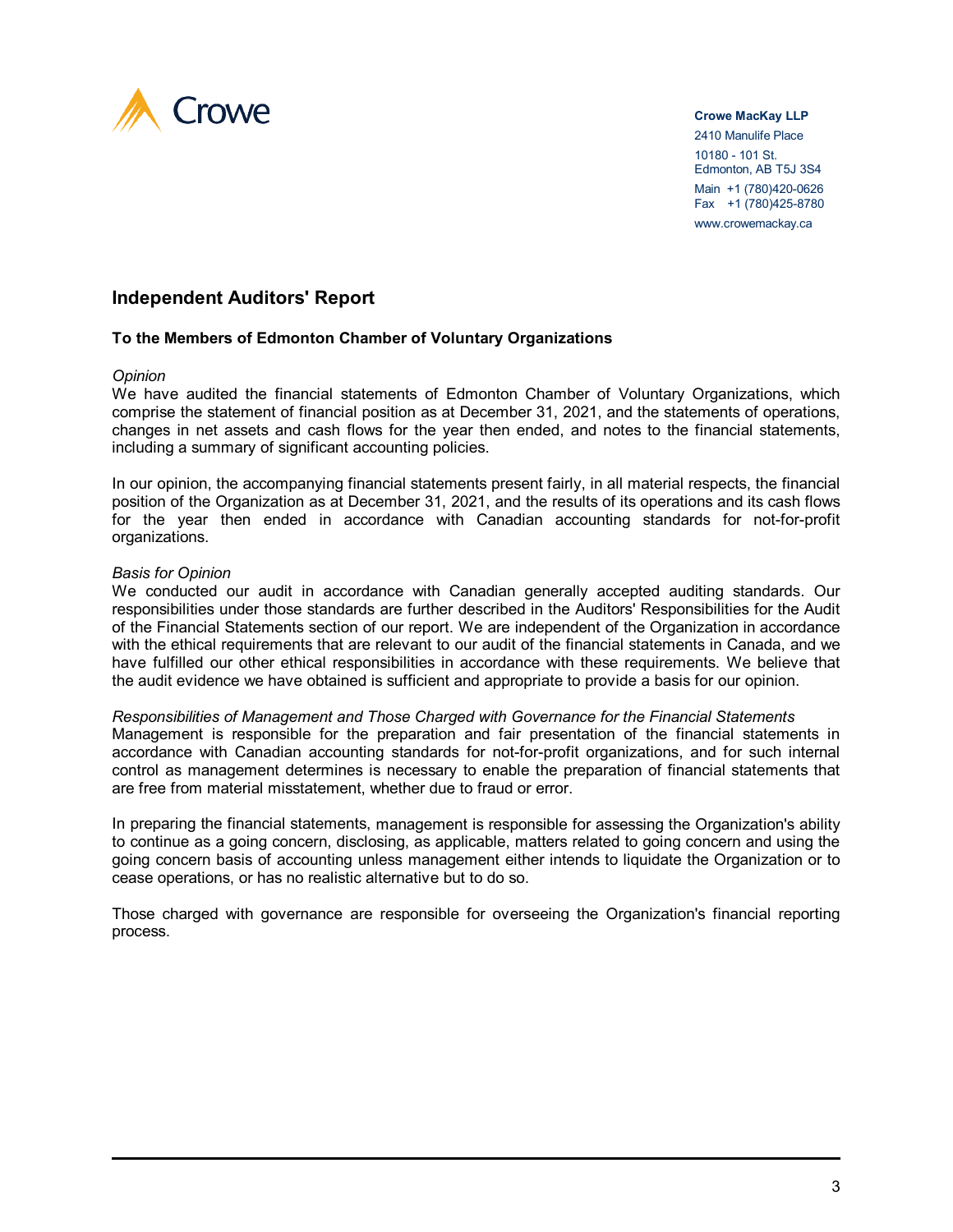Crowe

**Crowe MacKay LLP**
2410 Manulife Place
10180 - 101 St.
Edmonton, AB T5J 3S4
Main +1 (780)420-0626
Fax +1 (780)425-8780
www.crowemackay.ca

## Independent Auditors' Report

**To the Members of Edmonton Chamber of Voluntary Organizations**

*Opinion*
We have audited the financial statements of Edmonton Chamber of Voluntary Organizations, which comprise the statement of financial position as at December 31, 2021, and the statements of operations, changes in net assets and cash flows for the year then ended, and notes to the financial statements, including a summary of significant accounting policies.

In our opinion, the accompanying financial statements present fairly, in all material respects, the financial position of the Organization as at December 31, 2021, and the results of its operations and its cash flows for the year then ended in accordance with Canadian accounting standards for not-for-profit organizations.

*Basis for Opinion*
We conducted our audit in accordance with Canadian generally accepted auditing standards. Our responsibilities under those standards are further described in the Auditors' Responsibilities for the Audit of the Financial Statements section of our report. We are independent of the Organization in accordance with the ethical requirements that are relevant to our audit of the financial statements in Canada, and we have fulfilled our other ethical responsibilities in accordance with these requirements. We believe that the audit evidence we have obtained is sufficient and appropriate to provide a basis for our opinion.

*Responsibilities of Management and Those Charged with Governance for the Financial Statements*
Management is responsible for the preparation and fair presentation of the financial statements in accordance with Canadian accounting standards for not-for-profit organizations, and for such internal control as management determines is necessary to enable the preparation of financial statements that are free from material misstatement, whether due to fraud or error.

In preparing the financial statements, management is responsible for assessing the Organization's ability to continue as a going concern, disclosing, as applicable, matters related to going concern and using the going concern basis of accounting unless management either intends to liquidate the Organization or to cease operations, or has no realistic alternative but to do so.

Those charged with governance are responsible for overseeing the Organization's financial reporting process.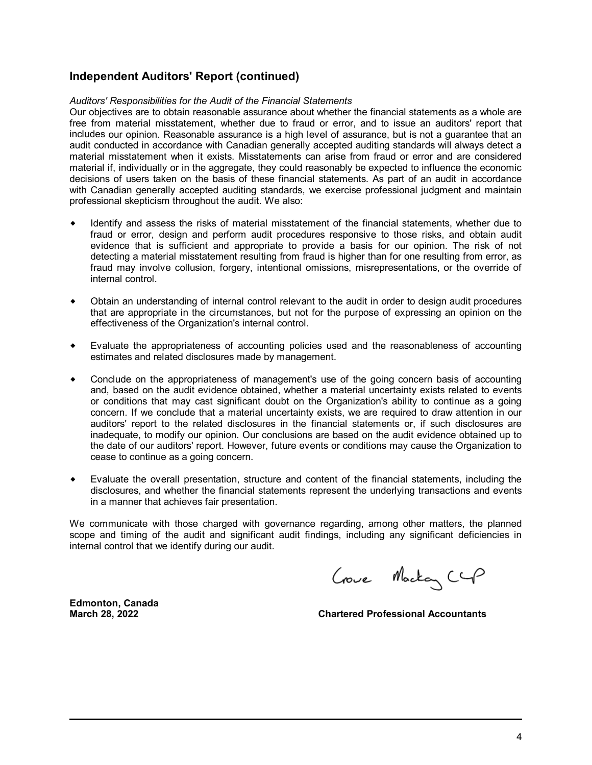## Independent Auditors' Report (continued)

*Auditors' Responsibilities for the Audit of the Financial Statements*

Our objectives are to obtain reasonable assurance about whether the financial statements as a whole are free from material misstatement, whether due to fraud or error, and to issue an auditors' report that includes our opinion. Reasonable assurance is a high level of assurance, but is not a guarantee that an audit conducted in accordance with Canadian generally accepted auditing standards will always detect a material misstatement when it exists. Misstatements can arise from fraud or error and are considered material if, individually or in the aggregate, they could reasonably be expected to influence the economic decisions of users taken on the basis of these financial statements. As part of an audit in accordance with Canadian generally accepted auditing standards, we exercise professional judgment and maintain professional skepticism throughout the audit. We also:

- Identify and assess the risks of material misstatement of the financial statements, whether due to fraud or error, design and perform audit procedures responsive to those risks, and obtain audit evidence that is sufficient and appropriate to provide a basis for our opinion. The risk of not detecting a material misstatement resulting from fraud is higher than for one resulting from error, as fraud may involve collusion, forgery, intentional omissions, misrepresentations, or the override of internal control.

- Obtain an understanding of internal control relevant to the audit in order to design audit procedures that are appropriate in the circumstances, but not for the purpose of expressing an opinion on the effectiveness of the Organization's internal control.

- Evaluate the appropriateness of accounting policies used and the reasonableness of accounting estimates and related disclosures made by management.

- Conclude on the appropriateness of management's use of the going concern basis of accounting and, based on the audit evidence obtained, whether a material uncertainty exists related to events or conditions that may cast significant doubt on the Organization's ability to continue as a going concern. If we conclude that a material uncertainty exists, we are required to draw attention in our auditors' report to the related disclosures in the financial statements or, if such disclosures are inadequate, to modify our opinion. Our conclusions are based on the audit evidence obtained up to the date of our auditors' report. However, future events or conditions may cause the Organization to cease to continue as a going concern.

- Evaluate the overall presentation, structure and content of the financial statements, including the disclosures, and whether the financial statements represent the underlying transactions and events in a manner that achieves fair presentation.

We communicate with those charged with governance regarding, among other matters, the planned scope and timing of the audit and significant audit findings, including any significant deficiencies in internal control that we identify during our audit.

Grove Mackay LLP

**Edmonton, Canada**
**March 28, 2022**

**Chartered Professional Accountants**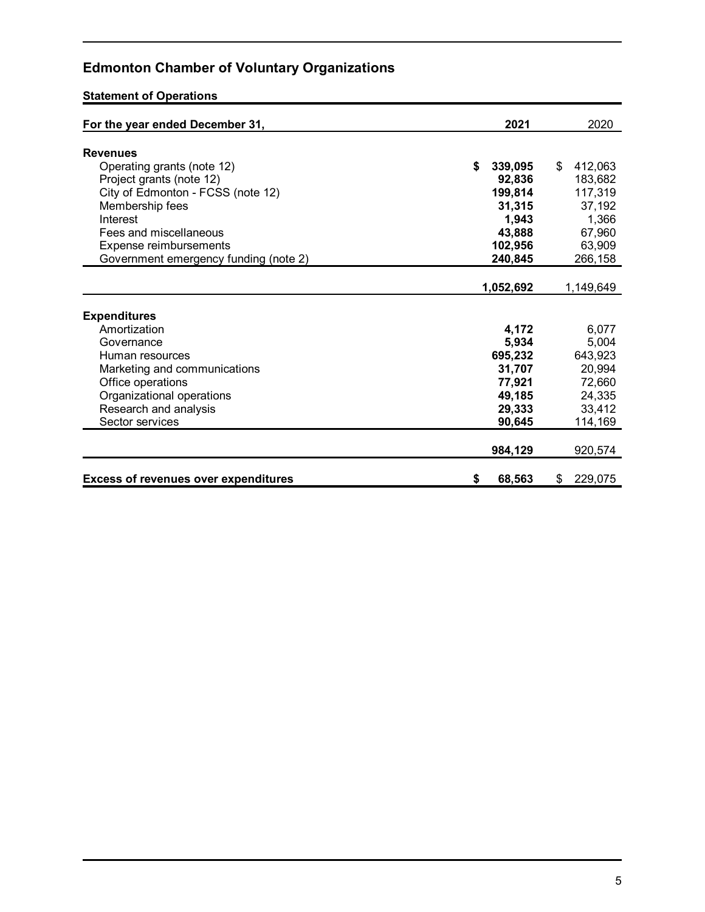# Edmonton Chamber of Voluntary Organizations

## Statement of Operations

| For the year ended December 31, | 2021 | 2020 |
|---|---|---|
| **Revenues** | | |
| Operating grants (note 12) | **$ 339,095** | $ 412,063 |
| Project grants (note 12) | **92,836** | 183,682 |
| City of Edmonton - FCSS (note 12) | **199,814** | 117,319 |
| Membership fees | **31,315** | 37,192 |
| Interest | **1,943** | 1,366 |
| Fees and miscellaneous | **43,888** | 67,960 |
| Expense reimbursements | **102,956** | 63,909 |
| Government emergency funding (note 2) | **240,845** | 266,158 |
| | **1,052,692** | 1,149,649 |
| **Expenditures** | | |
| Amortization | **4,172** | 6,077 |
| Governance | **5,934** | 5,004 |
| Human resources | **695,232** | 643,923 |
| Marketing and communications | **31,707** | 20,994 |
| Office operations | **77,921** | 72,660 |
| Organizational operations | **49,185** | 24,335 |
| Research and analysis | **29,333** | 33,412 |
| Sector services | **90,645** | 114,169 |
| | **984,129** | 920,574 |
| **Excess of revenues over expenditures** | **$ 68,563** | $ 229,075 |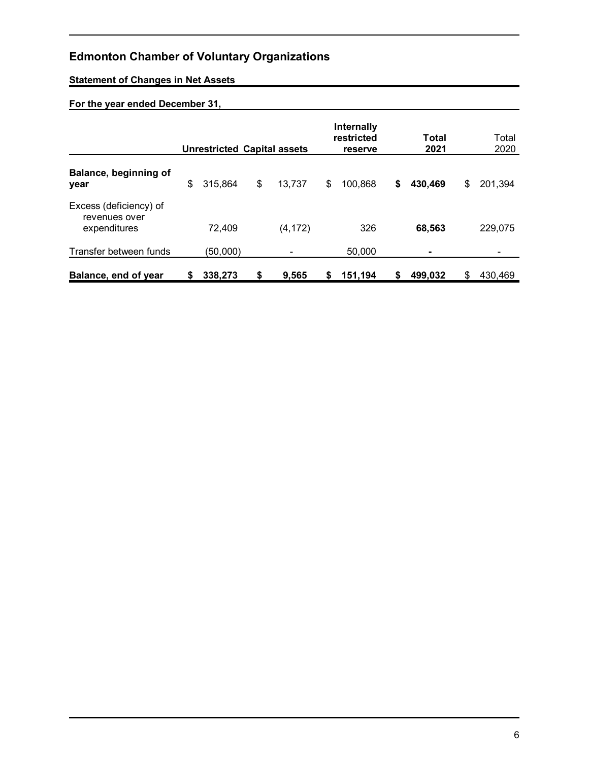# Edmonton Chamber of Voluntary Organizations

## Statement of Changes in Net Assets

### For the year ended December 31,

| | Unrestricted | Capital assets | Internally restricted reserve | Total 2021 | Total 2020 |
|---|---|---|---|---|---|
| **Balance, beginning of year** | $ 315,864 | $ 13,737 | $ 100,868 | **$ 430,469** | $ 201,394 |
| Excess (deficiency) of revenues over expenditures | 72,409 | (4,172) | 326 | **68,563** | 229,075 |
| Transfer between funds | (50,000) | - | 50,000 | **-** | - |
| **Balance, end of year** | **$ 338,273** | **$ 9,565** | **$ 151,194** | **$ 499,032** | $ 430,469 |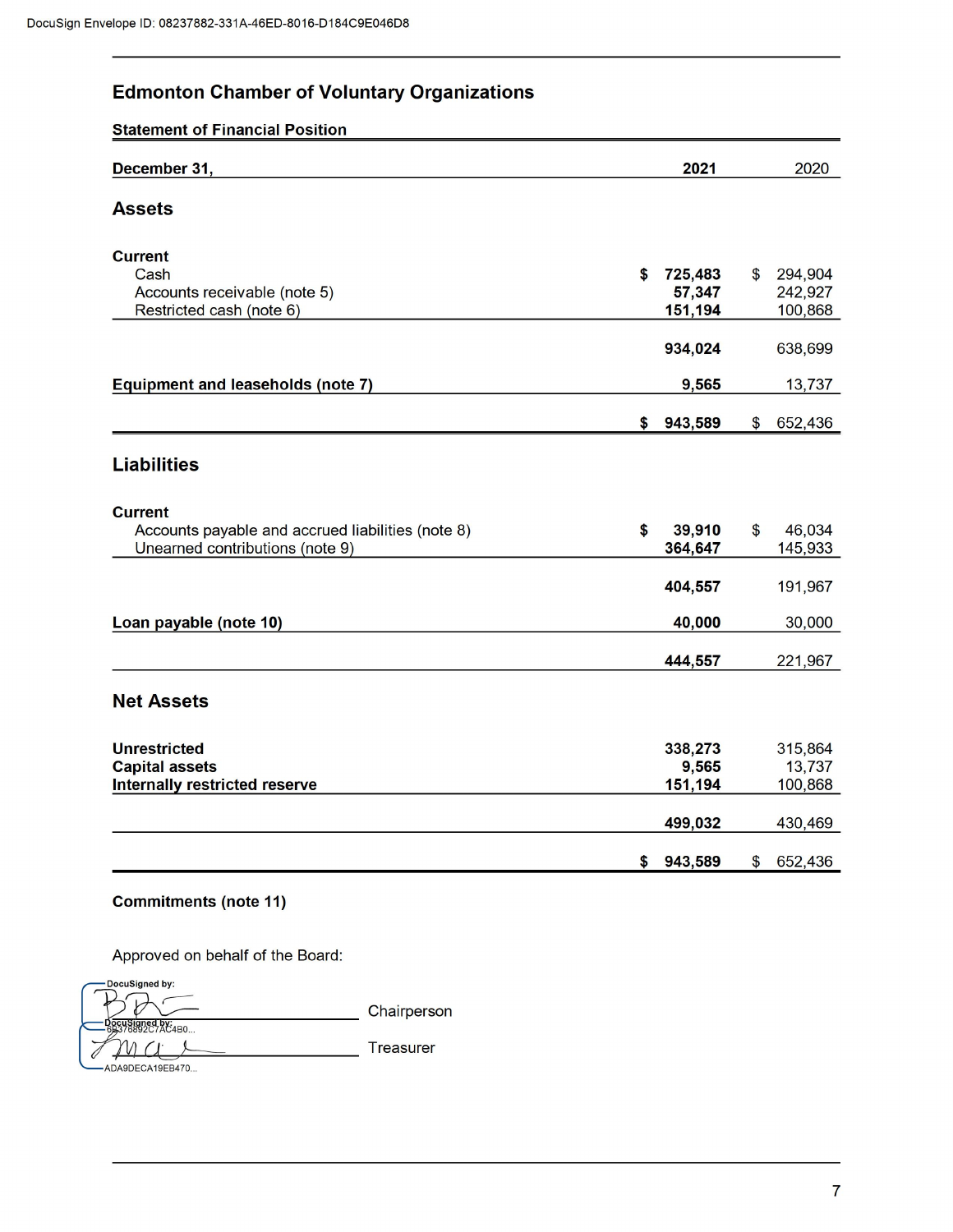# Edmonton Chamber of Voluntary Organizations

## Statement of Financial Position

| December 31, | 2021 | 2020 |
|---|---|---|
| **Assets** | | |
| **Current** | | |
| Cash | $ 725,483 | $ 294,904 |
| Accounts receivable (note 5) | 57,347 | 242,927 |
| Restricted cash (note 6) | 151,194 | 100,868 |
| | 934,024 | 638,699 |
| **Equipment and leaseholds (note 7)** | 9,565 | 13,737 |
| | $ 943,589 | $ 652,436 |
| **Liabilities** | | |
| **Current** | | |
| Accounts payable and accrued liabilities (note 8) | $ 39,910 | $ 46,034 |
| Unearned contributions (note 9) | 364,647 | 145,933 |
| | 404,557 | 191,967 |
| **Loan payable (note 10)** | 40,000 | 30,000 |
| | 444,557 | 221,967 |
| **Net Assets** | | |
| **Unrestricted** | 338,273 | 315,864 |
| **Capital assets** | 9,565 | 13,737 |
| **Internally restricted reserve** | 151,194 | 100,868 |
| | 499,032 | 430,469 |
| | $ 943,589 | $ 652,436 |

**Commitments (note 11)**

Approved on behalf of the Board:

DocuSigned by: ________________ Chairperson

DocuSigned by: ________________ Treasurer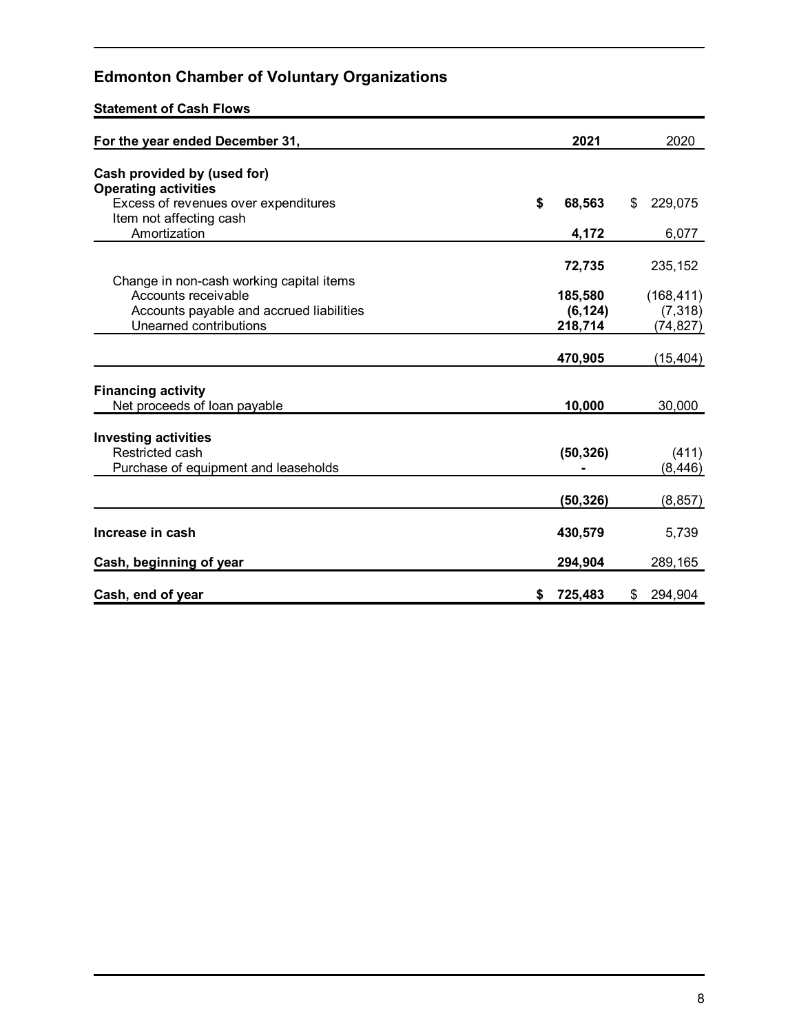# Edmonton Chamber of Voluntary Organizations

## Statement of Cash Flows

| For the year ended December 31, | 2021 | 2020 |
|---|---|---|
| **Cash provided by (used for)** | | |
| **Operating activities** | | |
| Excess of revenues over expenditures | **$ 68,563** | $ 229,075 |
| Item not affecting cash | | |
| Amortization | **4,172** | 6,077 |
| | **72,735** | 235,152 |
| Change in non-cash working capital items | | |
| Accounts receivable | **185,580** | (168,411) |
| Accounts payable and accrued liabilities | **(6,124)** | (7,318) |
| Unearned contributions | **218,714** | (74,827) |
| | **470,905** | (15,404) |
| **Financing activity** | | |
| Net proceeds of loan payable | **10,000** | 30,000 |
| **Investing activities** | | |
| Restricted cash | **(50,326)** | (411) |
| Purchase of equipment and leaseholds | **-** | (8,446) |
| | **(50,326)** | (8,857) |
| **Increase in cash** | **430,579** | 5,739 |
| **Cash, beginning of year** | **294,904** | 289,165 |
| **Cash, end of year** | **$ 725,483** | $ 294,904 |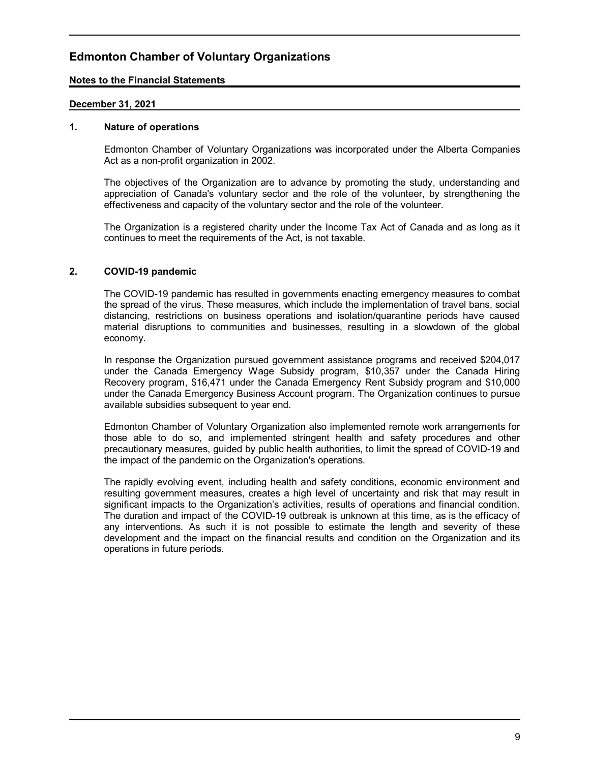# Edmonton Chamber of Voluntary Organizations

**Notes to the Financial Statements**

**December 31, 2021**

## 1. Nature of operations

Edmonton Chamber of Voluntary Organizations was incorporated under the Alberta Companies Act as a non-profit organization in 2002.

The objectives of the Organization are to advance by promoting the study, understanding and appreciation of Canada's voluntary sector and the role of the volunteer, by strengthening the effectiveness and capacity of the voluntary sector and the role of the volunteer.

The Organization is a registered charity under the Income Tax Act of Canada and as long as it continues to meet the requirements of the Act, is not taxable.

## 2. COVID-19 pandemic

The COVID-19 pandemic has resulted in governments enacting emergency measures to combat the spread of the virus. These measures, which include the implementation of travel bans, social distancing, restrictions on business operations and isolation/quarantine periods have caused material disruptions to communities and businesses, resulting in a slowdown of the global economy.

In response the Organization pursued government assistance programs and received $204,017 under the Canada Emergency Wage Subsidy program, $10,357 under the Canada Hiring Recovery program, $16,471 under the Canada Emergency Rent Subsidy program and $10,000 under the Canada Emergency Business Account program. The Organization continues to pursue available subsidies subsequent to year end.

Edmonton Chamber of Voluntary Organization also implemented remote work arrangements for those able to do so, and implemented stringent health and safety procedures and other precautionary measures, guided by public health authorities, to limit the spread of COVID-19 and the impact of the pandemic on the Organization's operations.

The rapidly evolving event, including health and safety conditions, economic environment and resulting government measures, creates a high level of uncertainty and risk that may result in significant impacts to the Organization's activities, results of operations and financial condition. The duration and impact of the COVID-19 outbreak is unknown at this time, as is the efficacy of any interventions. As such it is not possible to estimate the length and severity of these development and the impact on the financial results and condition on the Organization and its operations in future periods.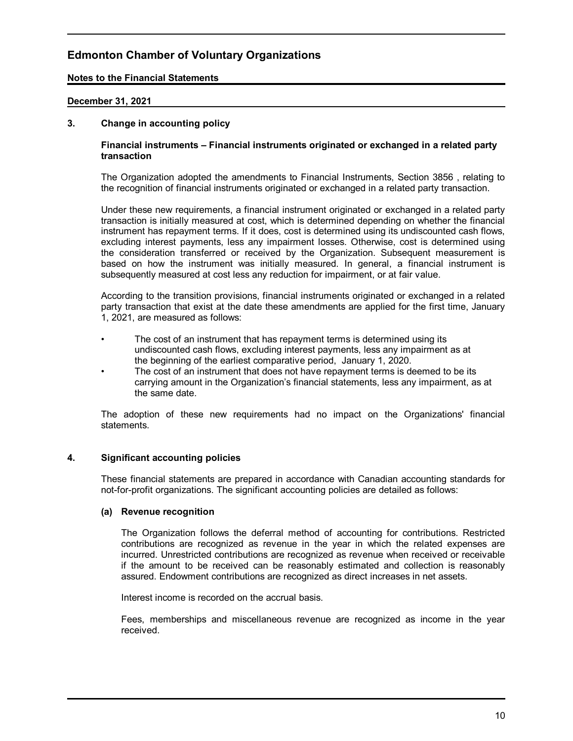# Edmonton Chamber of Voluntary Organizations

**Notes to the Financial Statements**

**December 31, 2021**

## 3. Change in accounting policy

### Financial instruments – Financial instruments originated or exchanged in a related party transaction

The Organization adopted the amendments to Financial Instruments, Section 3856 , relating to the recognition of financial instruments originated or exchanged in a related party transaction.

Under these new requirements, a financial instrument originated or exchanged in a related party transaction is initially measured at cost, which is determined depending on whether the financial instrument has repayment terms. If it does, cost is determined using its undiscounted cash flows, excluding interest payments, less any impairment losses. Otherwise, cost is determined using the consideration transferred or received by the Organization. Subsequent measurement is based on how the instrument was initially measured. In general, a financial instrument is subsequently measured at cost less any reduction for impairment, or at fair value.

According to the transition provisions, financial instruments originated or exchanged in a related party transaction that exist at the date these amendments are applied for the first time, January 1, 2021, are measured as follows:

- The cost of an instrument that has repayment terms is determined using its undiscounted cash flows, excluding interest payments, less any impairment as at the beginning of the earliest comparative period, January 1, 2020.
- The cost of an instrument that does not have repayment terms is deemed to be its carrying amount in the Organization's financial statements, less any impairment, as at the same date.

The adoption of these new requirements had no impact on the Organizations' financial statements.

## 4. Significant accounting policies

These financial statements are prepared in accordance with Canadian accounting standards for not-for-profit organizations. The significant accounting policies are detailed as follows:

### (a) Revenue recognition

The Organization follows the deferral method of accounting for contributions. Restricted contributions are recognized as revenue in the year in which the related expenses are incurred. Unrestricted contributions are recognized as revenue when received or receivable if the amount to be received can be reasonably estimated and collection is reasonably assured. Endowment contributions are recognized as direct increases in net assets.

Interest income is recorded on the accrual basis.

Fees, memberships and miscellaneous revenue are recognized as income in the year received.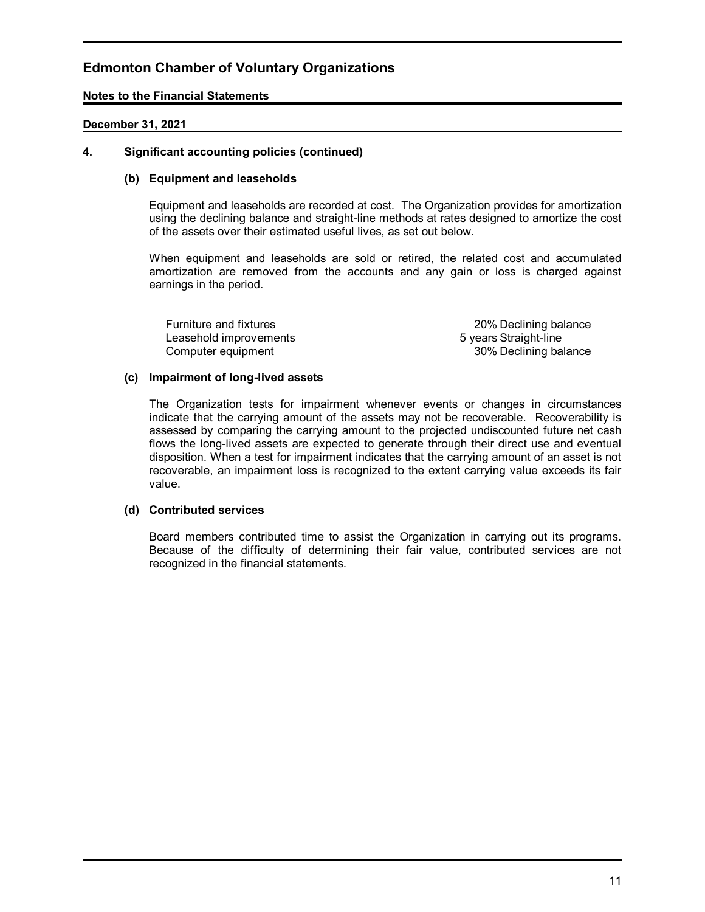# Edmonton Chamber of Voluntary Organizations

**Notes to the Financial Statements**

**December 31, 2021**

## 4. Significant accounting policies (continued)

### (b) Equipment and leaseholds

Equipment and leaseholds are recorded at cost. The Organization provides for amortization using the declining balance and straight-line methods at rates designed to amortize the cost of the assets over their estimated useful lives, as set out below.

When equipment and leaseholds are sold or retired, the related cost and accumulated amortization are removed from the accounts and any gain or loss is charged against earnings in the period.

| | |
|---|---|
| Furniture and fixtures | 20% Declining balance |
| Leasehold improvements | 5 years Straight-line |
| Computer equipment | 30% Declining balance |

### (c) Impairment of long-lived assets

The Organization tests for impairment whenever events or changes in circumstances indicate that the carrying amount of the assets may not be recoverable. Recoverability is assessed by comparing the carrying amount to the projected undiscounted future net cash flows the long-lived assets are expected to generate through their direct use and eventual disposition. When a test for impairment indicates that the carrying amount of an asset is not recoverable, an impairment loss is recognized to the extent carrying value exceeds its fair value.

### (d) Contributed services

Board members contributed time to assist the Organization in carrying out its programs. Because of the difficulty of determining their fair value, contributed services are not recognized in the financial statements.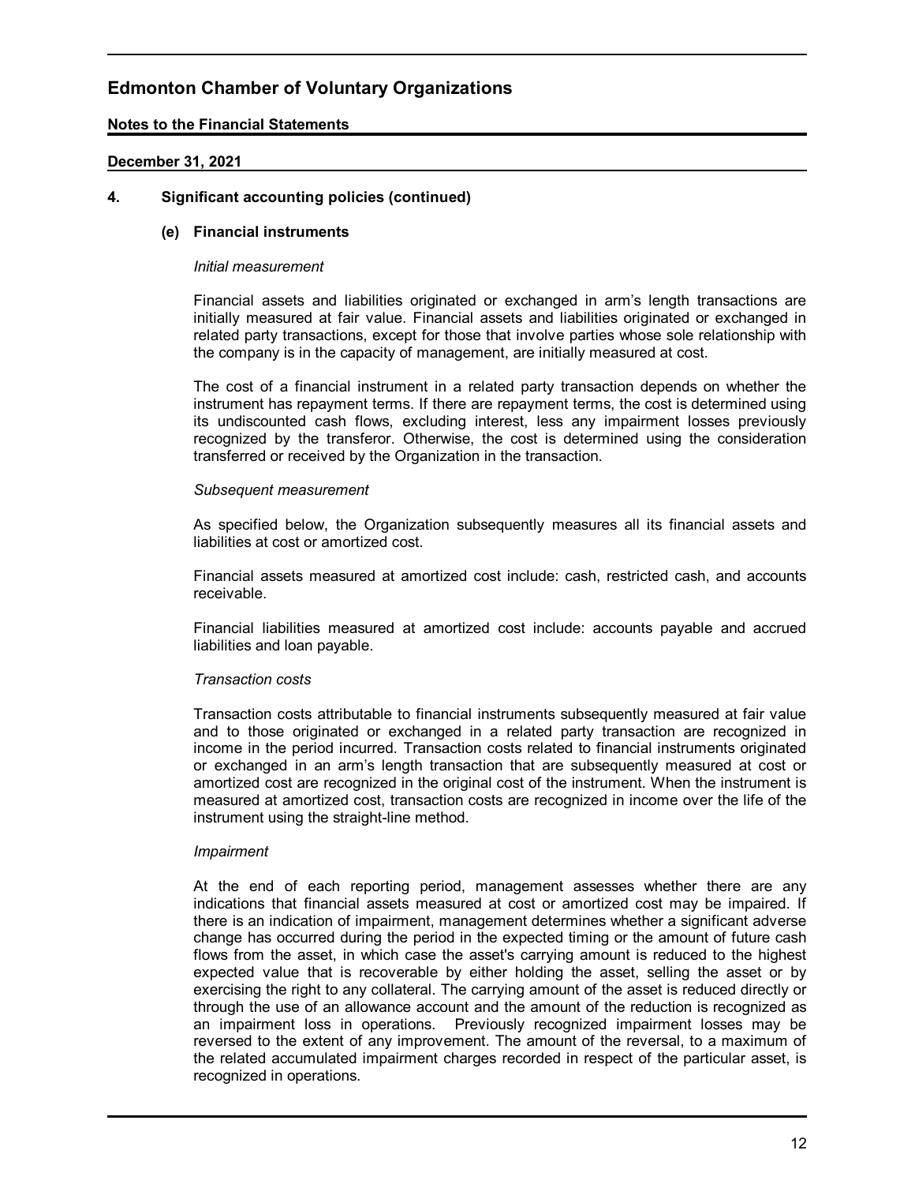# Edmonton Chamber of Voluntary Organizations

**Notes to the Financial Statements**

**December 31, 2021**

## 4. Significant accounting policies (continued)

### (e) Financial instruments

*Initial measurement*

Financial assets and liabilities originated or exchanged in arm's length transactions are initially measured at fair value. Financial assets and liabilities originated or exchanged in related party transactions, except for those that involve parties whose sole relationship with the company is in the capacity of management, are initially measured at cost.

The cost of a financial instrument in a related party transaction depends on whether the instrument has repayment terms. If there are repayment terms, the cost is determined using its undiscounted cash flows, excluding interest, less any impairment losses previously recognized by the transferor. Otherwise, the cost is determined using the consideration transferred or received by the Organization in the transaction.

*Subsequent measurement*

As specified below, the Organization subsequently measures all its financial assets and liabilities at cost or amortized cost.

Financial assets measured at amortized cost include: cash, restricted cash, and accounts receivable.

Financial liabilities measured at amortized cost include: accounts payable and accrued liabilities and loan payable.

*Transaction costs*

Transaction costs attributable to financial instruments subsequently measured at fair value and to those originated or exchanged in a related party transaction are recognized in income in the period incurred. Transaction costs related to financial instruments originated or exchanged in an arm's length transaction that are subsequently measured at cost or amortized cost are recognized in the original cost of the instrument. When the instrument is measured at amortized cost, transaction costs are recognized in income over the life of the instrument using the straight-line method.

*Impairment*

At the end of each reporting period, management assesses whether there are any indications that financial assets measured at cost or amortized cost may be impaired. If there is an indication of impairment, management determines whether a significant adverse change has occurred during the period in the expected timing or the amount of future cash flows from the asset, in which case the asset's carrying amount is reduced to the highest expected value that is recoverable by either holding the asset, selling the asset or by exercising the right to any collateral. The carrying amount of the asset is reduced directly or through the use of an allowance account and the amount of the reduction is recognized as an impairment loss in operations. Previously recognized impairment losses may be reversed to the extent of any improvement. The amount of the reversal, to a maximum of the related accumulated impairment charges recorded in respect of the particular asset, is recognized in operations.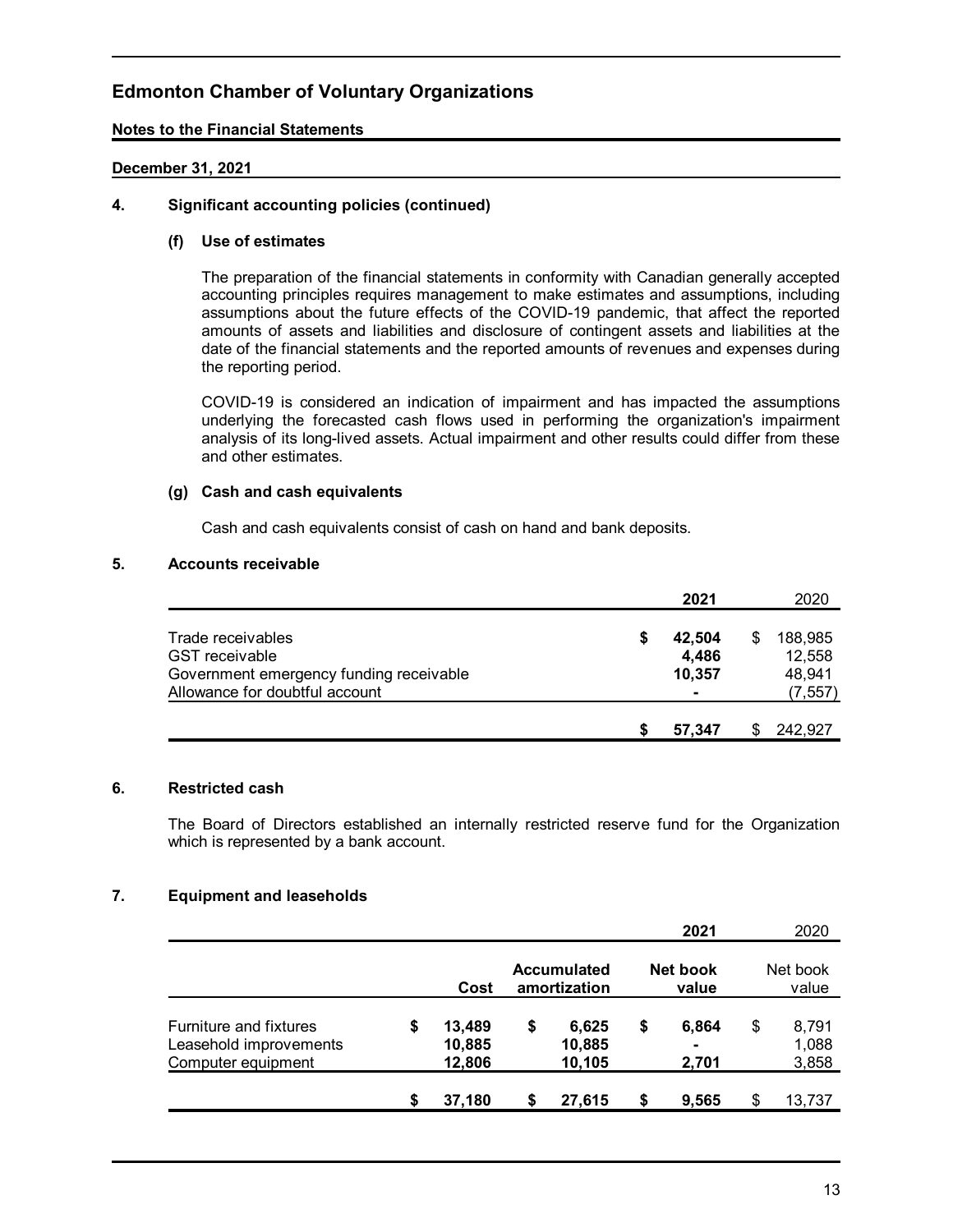# Edmonton Chamber of Voluntary Organizations

**Notes to the Financial Statements**

**December 31, 2021**

## 4. Significant accounting policies (continued)

### (f) Use of estimates

The preparation of the financial statements in conformity with Canadian generally accepted accounting principles requires management to make estimates and assumptions, including assumptions about the future effects of the COVID-19 pandemic, that affect the reported amounts of assets and liabilities and disclosure of contingent assets and liabilities at the date of the financial statements and the reported amounts of revenues and expenses during the reporting period.

COVID-19 is considered an indication of impairment and has impacted the assumptions underlying the forecasted cash flows used in performing the organization's impairment analysis of its long-lived assets. Actual impairment and other results could differ from these and other estimates.

### (g) Cash and cash equivalents

Cash and cash equivalents consist of cash on hand and bank deposits.

## 5. Accounts receivable

| | **2021** | 2020 |
|---|---|---|
| Trade receivables | **$ 42,504** | $ 188,985 |
| GST receivable | **4,486** | 12,558 |
| Government emergency funding receivable | **10,357** | 48,941 |
| Allowance for doubtful account | **-** | (7,557) |
| | **$ 57,347** | $ 242,927 |

## 6. Restricted cash

The Board of Directors established an internally restricted reserve fund for the Organization which is represented by a bank account.

## 7. Equipment and leaseholds

| | | | **2021** | 2020 |
|---|---|---|---|---|
| | **Cost** | **Accumulated amortization** | **Net book value** | Net book value |
| Furniture and fixtures | **$ 13,489** | **$ 6,625** | **$ 6,864** | $ 8,791 |
| Leasehold improvements | **10,885** | **10,885** | **-** | 1,088 |
| Computer equipment | **12,806** | **10,105** | **2,701** | 3,858 |
| | **$ 37,180** | **$ 27,615** | **$ 9,565** | $ 13,737 |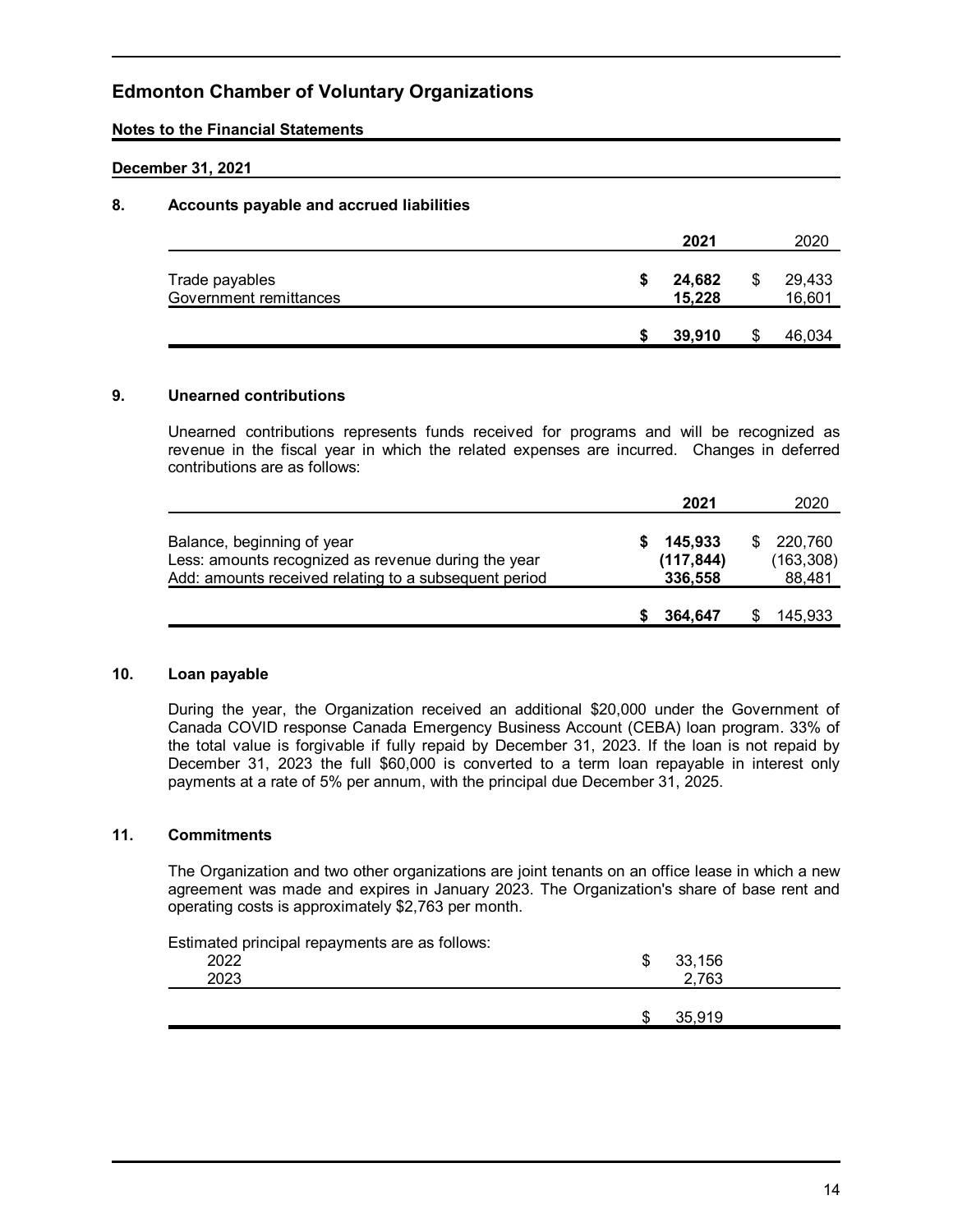# Edmonton Chamber of Voluntary Organizations

**Notes to the Financial Statements**

**December 31, 2021**

## 8. Accounts payable and accrued liabilities

| | 2021 | 2020 |
|---|---|---|
| Trade payables | $ 24,682 | $ 29,433 |
| Government remittances | 15,228 | 16,601 |
| | $ 39,910 | $ 46,034 |

## 9. Unearned contributions

Unearned contributions represents funds received for programs and will be recognized as revenue in the fiscal year in which the related expenses are incurred. Changes in deferred contributions are as follows:

| | 2021 | 2020 |
|---|---|---|
| Balance, beginning of year | $ 145,933 | $ 220,760 |
| Less: amounts recognized as revenue during the year | (117,844) | (163,308) |
| Add: amounts received relating to a subsequent period | 336,558 | 88,481 |
| | $ 364,647 | $ 145,933 |

## 10. Loan payable

During the year, the Organization received an additional $20,000 under the Government of Canada COVID response Canada Emergency Business Account (CEBA) loan program. 33% of the total value is forgivable if fully repaid by December 31, 2023. If the loan is not repaid by December 31, 2023 the full $60,000 is converted to a term loan repayable in interest only payments at a rate of 5% per annum, with the principal due December 31, 2025.

## 11. Commitments

The Organization and two other organizations are joint tenants on an office lease in which a new agreement was made and expires in January 2023. The Organization's share of base rent and operating costs is approximately $2,763 per month.

Estimated principal repayments are as follows:

| | |
|---|---|
| 2022 | $ 33,156 |
| 2023 | 2,763 |
| | $ 35,919 |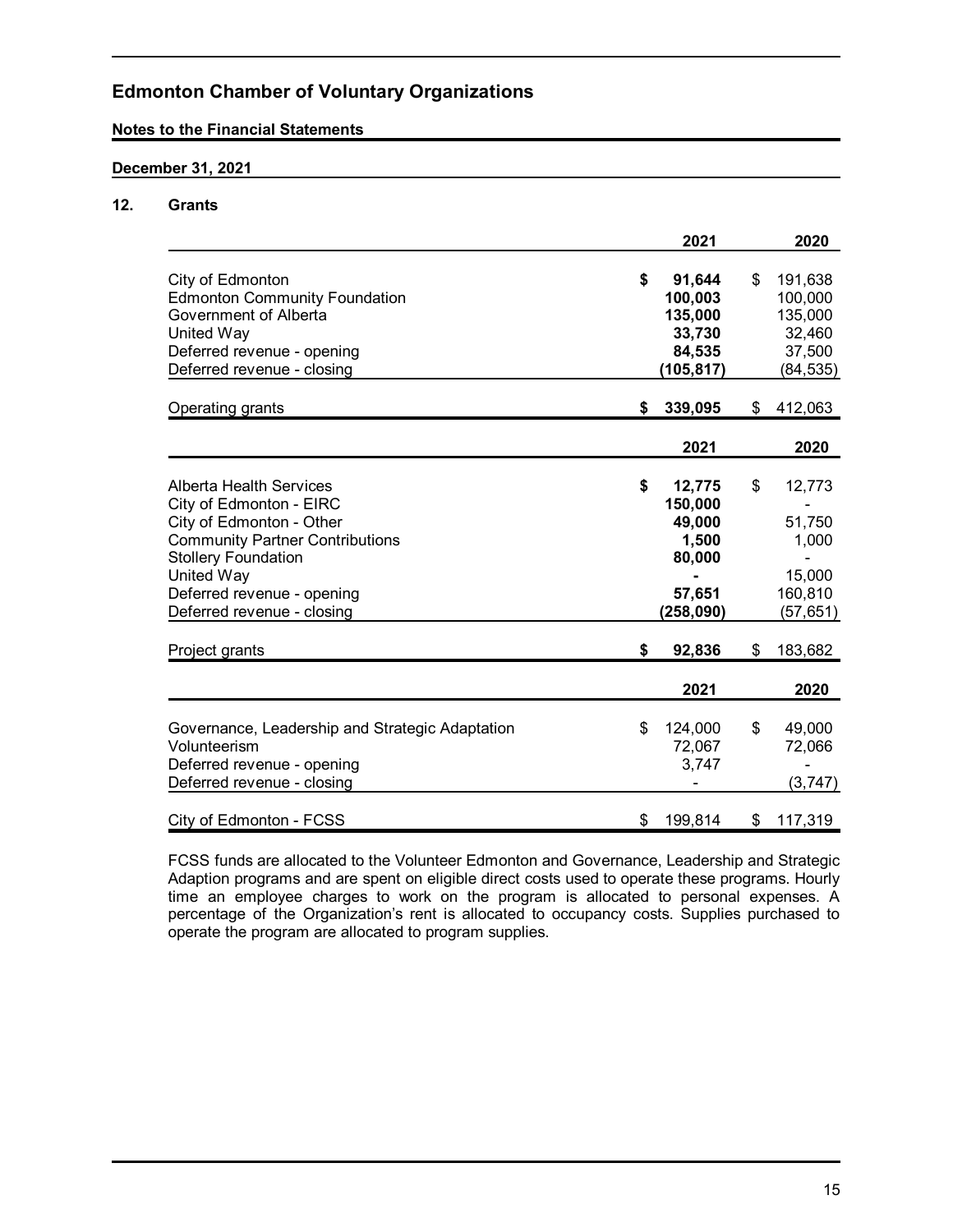# Edmonton Chamber of Voluntary Organizations

**Notes to the Financial Statements**

**December 31, 2021**

## 12. Grants

| | 2021 | 2020 |
|---|---|---|
| City of Edmonton | **$ 91,644** | $ 191,638 |
| Edmonton Community Foundation | **100,003** | 100,000 |
| Government of Alberta | **135,000** | 135,000 |
| United Way | **33,730** | 32,460 |
| Deferred revenue - opening | **84,535** | 37,500 |
| Deferred revenue - closing | **(105,817)** | (84,535) |
| Operating grants | **$ 339,095** | $ 412,063 |

| | 2021 | 2020 |
|---|---|---|
| Alberta Health Services | **$ 12,775** | $ 12,773 |
| City of Edmonton - EIRC | **150,000** | - |
| City of Edmonton - Other | **49,000** | 51,750 |
| Community Partner Contributions | **1,500** | 1,000 |
| Stollery Foundation | **80,000** | - |
| United Way | **-** | 15,000 |
| Deferred revenue - opening | **57,651** | 160,810 |
| Deferred revenue - closing | **(258,090)** | (57,651) |
| Project grants | **$ 92,836** | $ 183,682 |

| | 2021 | 2020 |
|---|---|---|
| Governance, Leadership and Strategic Adaptation | $ 124,000 | $ 49,000 |
| Volunteerism | 72,067 | 72,066 |
| Deferred revenue - opening | 3,747 | - |
| Deferred revenue - closing | - | (3,747) |
| City of Edmonton - FCSS | $ 199,814 | $ 117,319 |

FCSS funds are allocated to the Volunteer Edmonton and Governance, Leadership and Strategic Adaption programs and are spent on eligible direct costs used to operate these programs. Hourly time an employee charges to work on the program is allocated to personal expenses. A percentage of the Organization's rent is allocated to occupancy costs. Supplies purchased to operate the program are allocated to program supplies.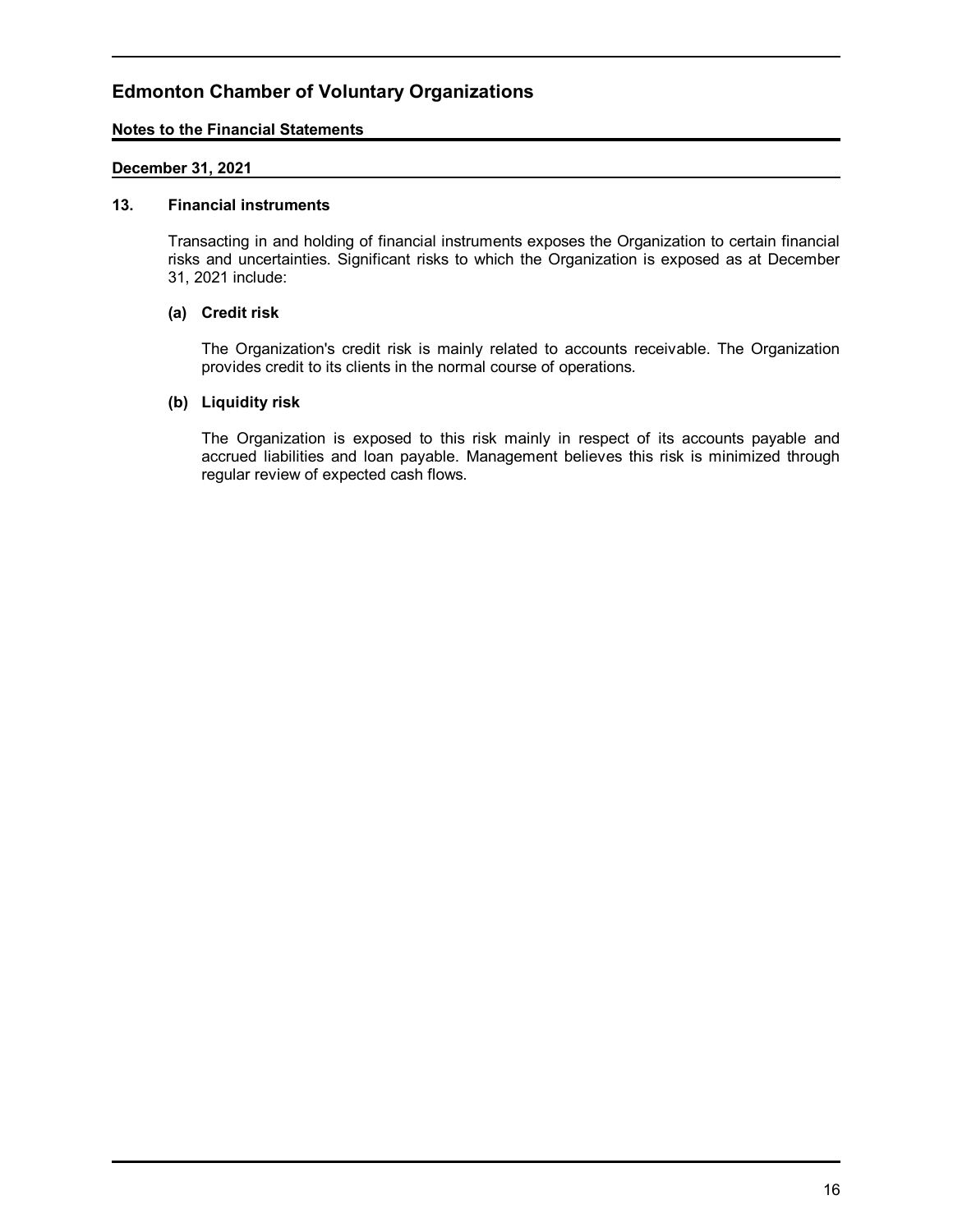# Edmonton Chamber of Voluntary Organizations

**Notes to the Financial Statements**

**December 31, 2021**

## 13. Financial instruments

Transacting in and holding of financial instruments exposes the Organization to certain financial risks and uncertainties. Significant risks to which the Organization is exposed as at December 31, 2021 include:

### (a) Credit risk

The Organization's credit risk is mainly related to accounts receivable. The Organization provides credit to its clients in the normal course of operations.

### (b) Liquidity risk

The Organization is exposed to this risk mainly in respect of its accounts payable and accrued liabilities and loan payable. Management believes this risk is minimized through regular review of expected cash flows.